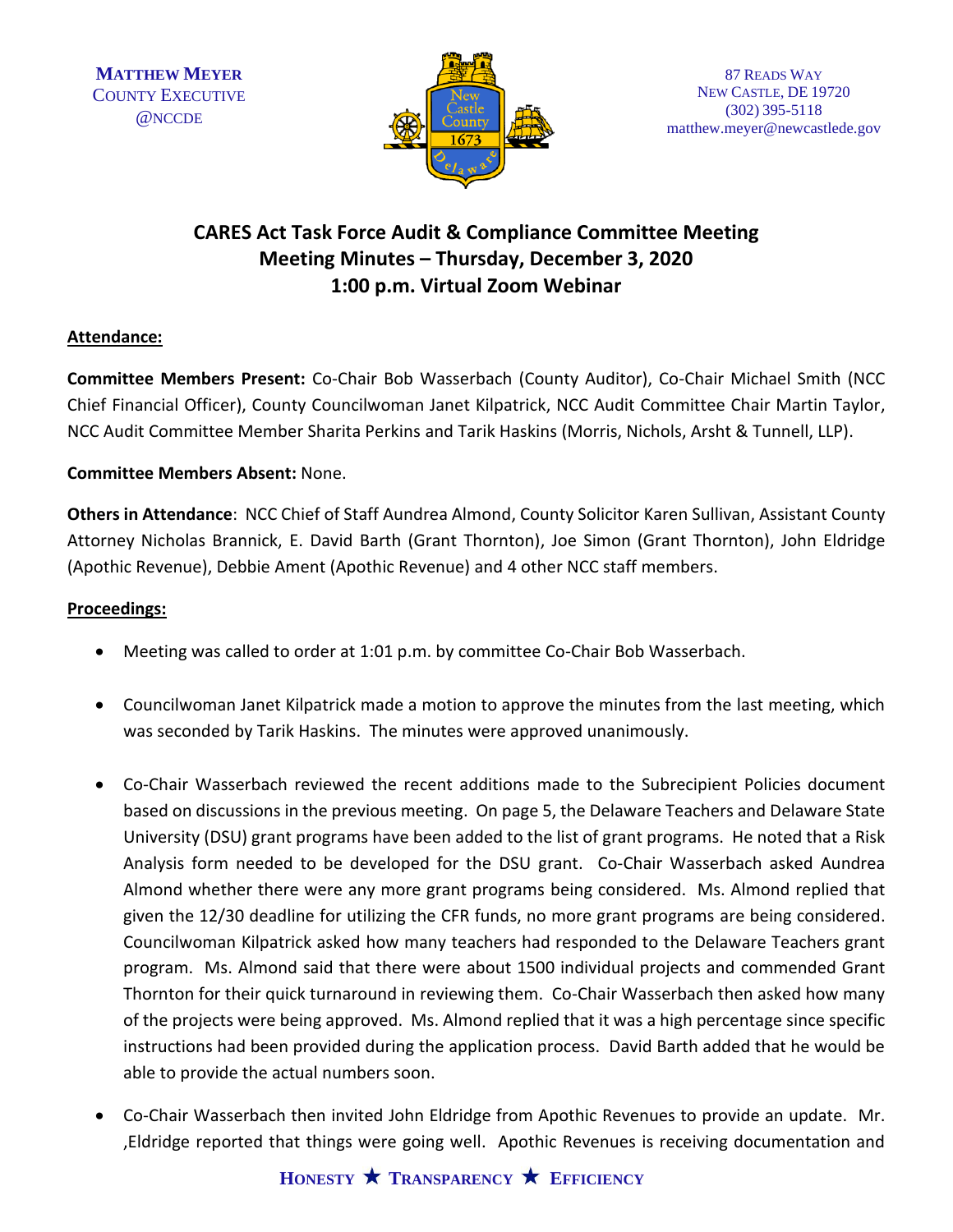MATTHEW MEYER
COUNTY EXECUTIVE
@NCCDE

87 READS WAY
NEW CASTLE, DE 19720
(302) 395-5118
matthew.meyer@newcastlede.gov

# CARES Act Task Force Audit & Compliance Committee Meeting
## Meeting Minutes – Thursday, December 3, 2020
## 1:00 p.m. Virtual Zoom Webinar

**Attendance:**

**Committee Members Present:** Co-Chair Bob Wasserbach (County Auditor), Co-Chair Michael Smith (NCC Chief Financial Officer), County Councilwoman Janet Kilpatrick, NCC Audit Committee Chair Martin Taylor, NCC Audit Committee Member Sharita Perkins and Tarik Haskins (Morris, Nichols, Arsht & Tunnell, LLP).

**Committee Members Absent:** None.

**Others in Attendance**: NCC Chief of Staff Aundrea Almond, County Solicitor Karen Sullivan, Assistant County Attorney Nicholas Brannick, E. David Barth (Grant Thornton), Joe Simon (Grant Thornton), John Eldridge (Apothic Revenue), Debbie Ament (Apothic Revenue) and 4 other NCC staff members.

**Proceedings:**

- Meeting was called to order at 1:01 p.m. by committee Co-Chair Bob Wasserbach.

- Councilwoman Janet Kilpatrick made a motion to approve the minutes from the last meeting, which was seconded by Tarik Haskins. The minutes were approved unanimously.

- Co-Chair Wasserbach reviewed the recent additions made to the Subrecipient Policies document based on discussions in the previous meeting. On page 5, the Delaware Teachers and Delaware State University (DSU) grant programs have been added to the list of grant programs. He noted that a Risk Analysis form needed to be developed for the DSU grant. Co-Chair Wasserbach asked Aundrea Almond whether there were any more grant programs being considered. Ms. Almond replied that given the 12/30 deadline for utilizing the CFR funds, no more grant programs are being considered. Councilwoman Kilpatrick asked how many teachers had responded to the Delaware Teachers grant program. Ms. Almond said that there were about 1500 individual projects and commended Grant Thornton for their quick turnaround in reviewing them. Co-Chair Wasserbach then asked how many of the projects were being approved. Ms. Almond replied that it was a high percentage since specific instructions had been provided during the application process. David Barth added that he would be able to provide the actual numbers soon.

- Co-Chair Wasserbach then invited John Eldridge from Apothic Revenues to provide an update. Mr. ,Eldridge reported that things were going well. Apothic Revenues is receiving documentation and

HONESTY ★ TRANSPARENCY ★ EFFICIENCY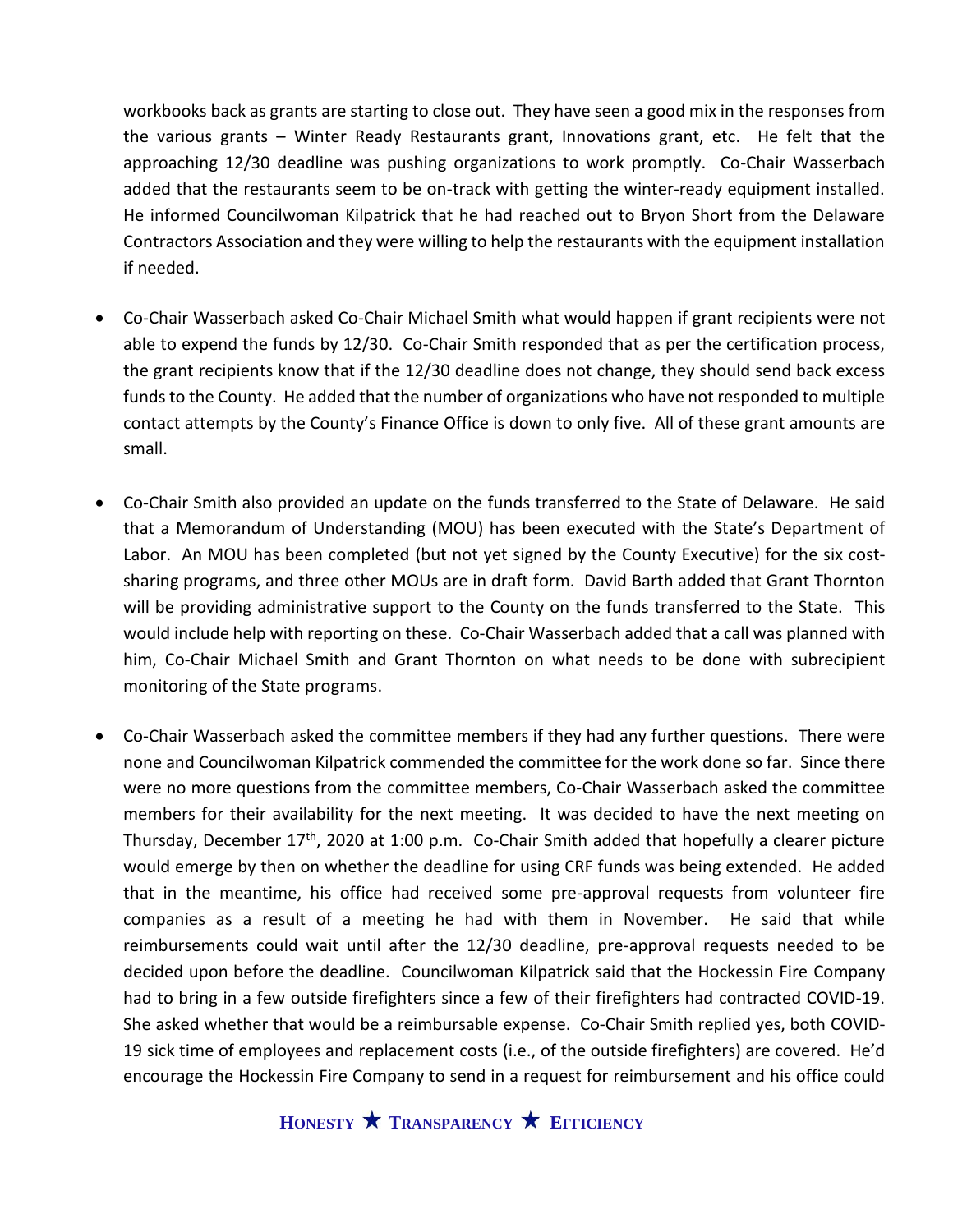workbooks back as grants are starting to close out. They have seen a good mix in the responses from the various grants – Winter Ready Restaurants grant, Innovations grant, etc. He felt that the approaching 12/30 deadline was pushing organizations to work promptly. Co-Chair Wasserbach added that the restaurants seem to be on-track with getting the winter-ready equipment installed. He informed Councilwoman Kilpatrick that he had reached out to Bryon Short from the Delaware Contractors Association and they were willing to help the restaurants with the equipment installation if needed.

- Co-Chair Wasserbach asked Co-Chair Michael Smith what would happen if grant recipients were not able to expend the funds by 12/30. Co-Chair Smith responded that as per the certification process, the grant recipients know that if the 12/30 deadline does not change, they should send back excess funds to the County. He added that the number of organizations who have not responded to multiple contact attempts by the County's Finance Office is down to only five. All of these grant amounts are small.

- Co-Chair Smith also provided an update on the funds transferred to the State of Delaware. He said that a Memorandum of Understanding (MOU) has been executed with the State's Department of Labor. An MOU has been completed (but not yet signed by the County Executive) for the six cost-sharing programs, and three other MOUs are in draft form. David Barth added that Grant Thornton will be providing administrative support to the County on the funds transferred to the State. This would include help with reporting on these. Co-Chair Wasserbach added that a call was planned with him, Co-Chair Michael Smith and Grant Thornton on what needs to be done with subrecipient monitoring of the State programs.

- Co-Chair Wasserbach asked the committee members if they had any further questions. There were none and Councilwoman Kilpatrick commended the committee for the work done so far. Since there were no more questions from the committee members, Co-Chair Wasserbach asked the committee members for their availability for the next meeting. It was decided to have the next meeting on Thursday, December 17th, 2020 at 1:00 p.m. Co-Chair Smith added that hopefully a clearer picture would emerge by then on whether the deadline for using CRF funds was being extended. He added that in the meantime, his office had received some pre-approval requests from volunteer fire companies as a result of a meeting he had with them in November. He said that while reimbursements could wait until after the 12/30 deadline, pre-approval requests needed to be decided upon before the deadline. Councilwoman Kilpatrick said that the Hockessin Fire Company had to bring in a few outside firefighters since a few of their firefighters had contracted COVID-19. She asked whether that would be a reimbursable expense. Co-Chair Smith replied yes, both COVID-19 sick time of employees and replacement costs (i.e., of the outside firefighters) are covered. He'd encourage the Hockessin Fire Company to send in a request for reimbursement and his office could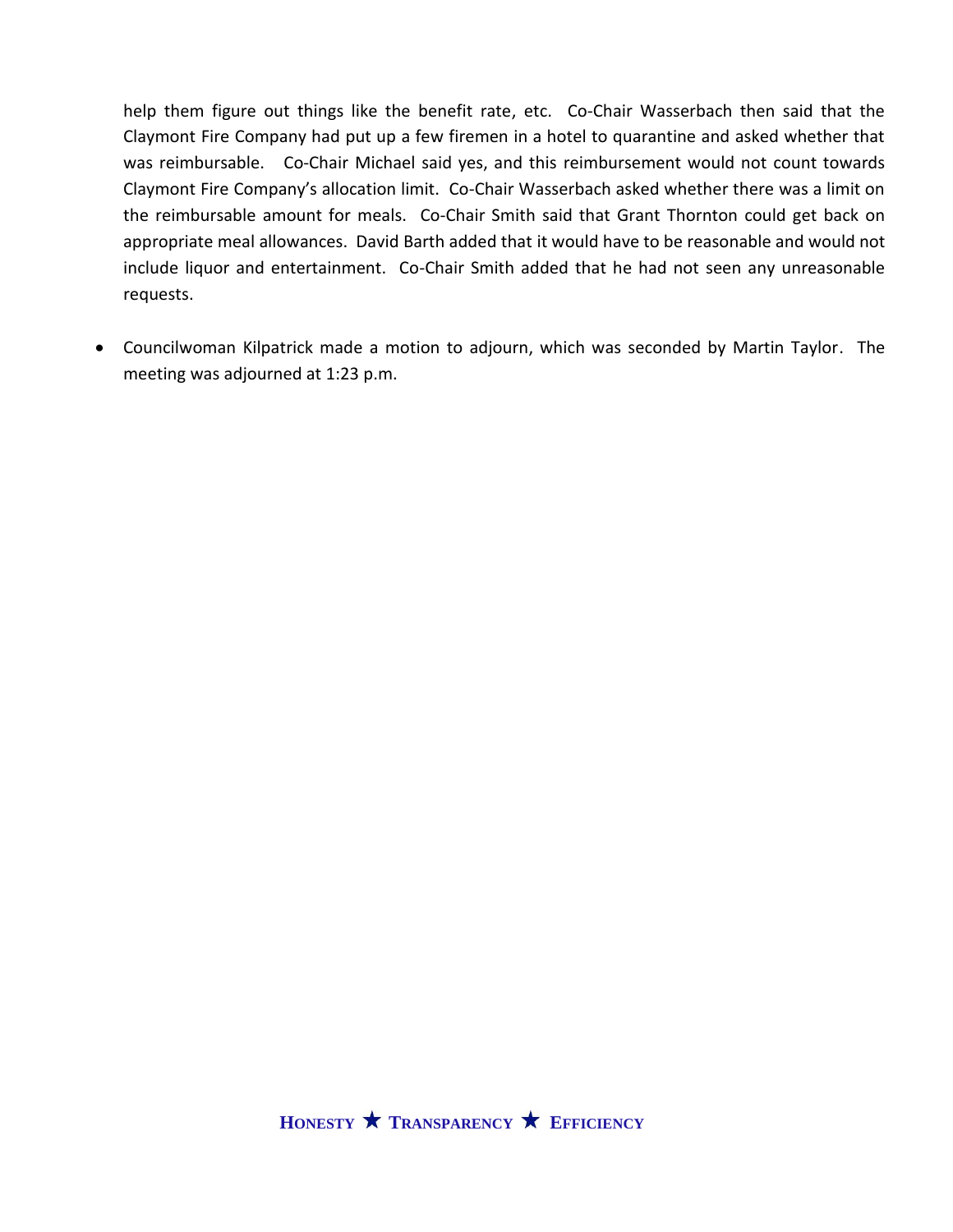help them figure out things like the benefit rate, etc. Co-Chair Wasserbach then said that the Claymont Fire Company had put up a few firemen in a hotel to quarantine and asked whether that was reimbursable. Co-Chair Michael said yes, and this reimbursement would not count towards Claymont Fire Company's allocation limit. Co-Chair Wasserbach asked whether there was a limit on the reimbursable amount for meals. Co-Chair Smith said that Grant Thornton could get back on appropriate meal allowances. David Barth added that it would have to be reasonable and would not include liquor and entertainment. Co-Chair Smith added that he had not seen any unreasonable requests.

- Councilwoman Kilpatrick made a motion to adjourn, which was seconded by Martin Taylor. The meeting was adjourned at 1:23 p.m.